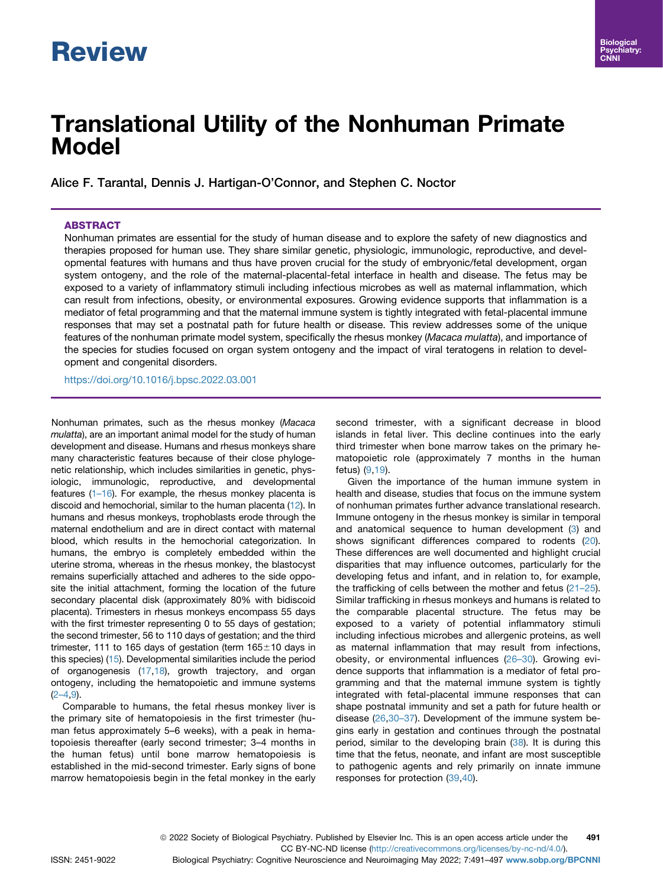# Translational Utility of the Nonhuman Primate Model

Alice F. Tarantal, Dennis J. Hartigan-O'Connor, and Stephen C. Noctor

## ABSTRACT

Nonhuman primates are essential for the study of human disease and to explore the safety of new diagnostics and therapies proposed for human use. They share similar genetic, physiologic, immunologic, reproductive, and developmental features with humans and thus have proven crucial for the study of embryonic/fetal development, organ system ontogeny, and the role of the maternal-placental-fetal interface in health and disease. The fetus may be exposed to a variety of inflammatory stimuli including infectious microbes as well as maternal inflammation, which can result from infections, obesity, or environmental exposures. Growing evidence supports that inflammation is a mediator of fetal programming and that the maternal immune system is tightly integrated with fetal-placental immune responses that may set a postnatal path for future health or disease. This review addresses some of the unique features of the nonhuman primate model system, specifically the rhesus monkey (*Macaca mulatta*), and importance of the species for studies focused on organ system ontogeny and the impact of viral teratogens in relation to development and congenital disorders.

https://doi.org/10.1016/j.bpsc.2022.03.001

Nonhuman primates, such as the rhesus monkey (*Macaca mulatta*), are an important animal model for the study of human development and disease. Humans and rhesus monkeys share many characteristic features because of their close phylogenetic relationship, which includes similarities in genetic, physiologic, immunologic, reproductive, and developmental features (1–16). For example, the rhesus monkey placenta is discoid and hemochorial, similar to the human placenta (12). In humans and rhesus monkeys, trophoblasts erode through the maternal endothelium and are in direct contact with maternal blood, which results in the hemochorial categorization. In humans, the embryo is completely embedded within the uterine stroma, whereas in the rhesus monkey, the blastocyst remains superficially attached and adheres to the side opposite the initial attachment, forming the location of the future secondary placental disk (approximately 80% with bidiscoid placenta). Trimesters in rhesus monkeys encompass 55 days with the first trimester representing 0 to 55 days of gestation; the second trimester, 56 to 110 days of gestation; and the third trimester, 111 to 165 days of gestation (term 165±10 days in this species) (15). Developmental similarities include the period of organogenesis (17,18), growth trajectory, and organ ontogeny, including the hematopoietic and immune systems (2–4,9).

Comparable to humans, the fetal rhesus monkey liver is the primary site of hematopoiesis in the first trimester (human fetus approximately 5–6 weeks), with a peak in hematopoiesis thereafter (early second trimester; 3–4 months in the human fetus) until bone marrow hematopoiesis is established in the mid-second trimester. Early signs of bone marrow hematopoiesis begin in the fetal monkey in the early second trimester, with a significant decrease in blood islands in fetal liver. This decline continues into the early third trimester when bone marrow takes on the primary hematopoietic role (approximately 7 months in the human fetus) (9,19).

Given the importance of the human immune system in health and disease, studies that focus on the immune system of nonhuman primates further advance translational research. Immune ontogeny in the rhesus monkey is similar in temporal and anatomical sequence to human development (3) and shows significant differences compared to rodents (20). These differences are well documented and highlight crucial disparities that may influence outcomes, particularly for the developing fetus and infant, and in relation to, for example, the trafficking of cells between the mother and fetus (21–25). Similar trafficking in rhesus monkeys and humans is related to the comparable placental structure. The fetus may be exposed to a variety of potential inflammatory stimuli including infectious microbes and allergenic proteins, as well as maternal inflammation that may result from infections, obesity, or environmental influences (26–30). Growing evidence supports that inflammation is a mediator of fetal programming and that the maternal immune system is tightly integrated with fetal-placental immune responses that can shape postnatal immunity and set a path for future health or disease (26,30–37). Development of the immune system begins early in gestation and continues through the postnatal period, similar to the developing brain (38). It is during this time that the fetus, neonate, and infant are most susceptible to pathogenic agents and rely primarily on innate immune responses for protection (39,40).

© 2022 Society of Biological Psychiatry. Published by Elsevier Inc. This is an open access article under the CC BY-NC-ND license (http://creativecommons.org/licenses/by-nc-nd/4.0/).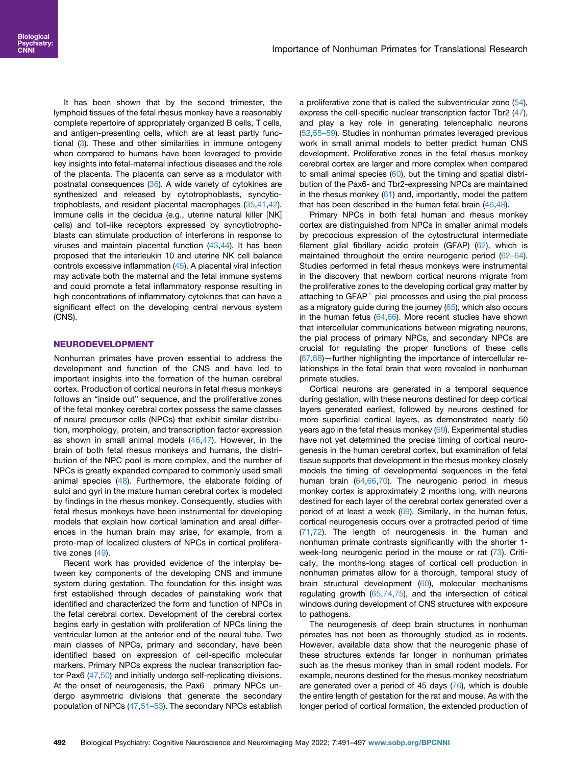It has been shown that by the second trimester, the lymphoid tissues of the fetal rhesus monkey have a reasonably complete repertoire of appropriately organized B cells, T cells, and antigen-presenting cells, which are at least partly functional (3). These and other similarities in immune ontogeny when compared to humans have been leveraged to provide key insights into fetal-maternal infectious diseases and the role of the placenta. The placenta can serve as a modulator with postnatal consequences (36). A wide variety of cytokines are synthesized and released by cytotrophoblasts, syncytiotrophoblasts, and resident placental macrophages (35,41,42). Immune cells in the decidua (e.g., uterine natural killer [NK] cells) and toll-like receptors expressed by syncytiotrophoblasts can stimulate production of interferons in response to viruses and maintain placental function (43,44). It has been proposed that the interleukin 10 and uterine NK cell balance controls excessive inflammation (45). A placental viral infection may activate both the maternal and the fetal immune systems and could promote a fetal inflammatory response resulting in high concentrations of inflammatory cytokines that can have a significant effect on the developing central nervous system (CNS).

## NEURODEVELOPMENT

Nonhuman primates have proven essential to address the development and function of the CNS and have led to important insights into the formation of the human cerebral cortex. Production of cortical neurons in fetal rhesus monkeys follows an "inside out" sequence, and the proliferative zones of the fetal monkey cerebral cortex possess the same classes of neural precursor cells (NPCs) that exhibit similar distribution, morphology, protein, and transcription factor expression as shown in small animal models (46,47). However, in the brain of both fetal rhesus monkeys and humans, the distribution of the NPC pool is more complex, and the number of NPCs is greatly expanded compared to commonly used small animal species (48). Furthermore, the elaborate folding of sulci and gyri in the mature human cerebral cortex is modeled by findings in the rhesus monkey. Consequently, studies with fetal rhesus monkeys have been instrumental for developing models that explain how cortical lamination and areal differences in the human brain may arise, for example, from a proto-map of localized clusters of NPCs in cortical proliferative zones (49).

Recent work has provided evidence of the interplay between key components of the developing CNS and immune system during gestation. The foundation for this insight was first established through decades of painstaking work that identified and characterized the form and function of NPCs in the fetal cerebral cortex. Development of the cerebral cortex begins early in gestation with proliferation of NPCs lining the ventricular lumen at the anterior end of the neural tube. Two main classes of NPCs, primary and secondary, have been identified based on expression of cell-specific molecular markers. Primary NPCs express the nuclear transcription factor Pax6 (47,50) and initially undergo self-replicating divisions. At the onset of neurogenesis, the Pax6$^{+}$ primary NPCs undergo asymmetric divisions that generate the secondary population of NPCs (47,51–53). The secondary NPCs establish a proliferative zone that is called the subventricular zone (54), express the cell-specific nuclear transcription factor Tbr2 (47), and play a key role in generating telencephalic neurons (52,55–59). Studies in nonhuman primates leveraged previous work in small animal models to better predict human CNS development. Proliferative zones in the fetal rhesus monkey cerebral cortex are larger and more complex when compared to small animal species (60), but the timing and spatial distribution of the Pax6- and Tbr2-expressing NPCs are maintained in the rhesus monkey (61) and, importantly, model the pattern that has been described in the human fetal brain (46,48).

Primary NPCs in both fetal human and rhesus monkey cortex are distinguished from NPCs in smaller animal models by precocious expression of the cytostructural intermediate filament glial fibrillary acidic protein (GFAP) (62), which is maintained throughout the entire neurogenic period (62–64). Studies performed in fetal rhesus monkeys were instrumental in the discovery that newborn cortical neurons migrate from the proliferative zones to the developing cortical gray matter by attaching to GFAP$^{+}$ pial processes and using the pial process as a migratory guide during the journey (65), which also occurs in the human fetus (64,66). More recent studies have shown that intercellular communications between migrating neurons, the pial process of primary NPCs, and secondary NPCs are crucial for regulating the proper functions of these cells (67,68)—further highlighting the importance of intercellular relationships in the fetal brain that were revealed in nonhuman primate studies.

Cortical neurons are generated in a temporal sequence during gestation, with these neurons destined for deep cortical layers generated earliest, followed by neurons destined for more superficial cortical layers, as demonstrated nearly 50 years ago in the fetal rhesus monkey (69). Experimental studies have not yet determined the precise timing of cortical neurogenesis in the human cerebral cortex, but examination of fetal tissue supports that development in the rhesus monkey closely models the timing of developmental sequences in the fetal human brain (64,66,70). The neurogenic period in rhesus monkey cortex is approximately 2 months long, with neurons destined for each layer of the cerebral cortex generated over a period of at least a week (69). Similarly, in the human fetus, cortical neurogenesis occurs over a protracted period of time (71,72). The length of neurogenesis in the human and nonhuman primate contrasts significantly with the shorter 1-week-long neurogenic period in the mouse or rat (73). Critically, the months-long stages of cortical cell production in nonhuman primates allow for a thorough, temporal study of brain structural development (60), molecular mechanisms regulating growth (65,74,75), and the intersection of critical windows during development of CNS structures with exposure to pathogens.

The neurogenesis of deep brain structures in nonhuman primates has not been as thoroughly studied as in rodents. However, available data show that the neurogenic phase of these structures extends far longer in nonhuman primates such as the rhesus monkey than in small rodent models. For example, neurons destined for the rhesus monkey neostriatum are generated over a period of 45 days (76), which is double the entire length of gestation for the rat and mouse. As with the longer period of cortical formation, the extended production of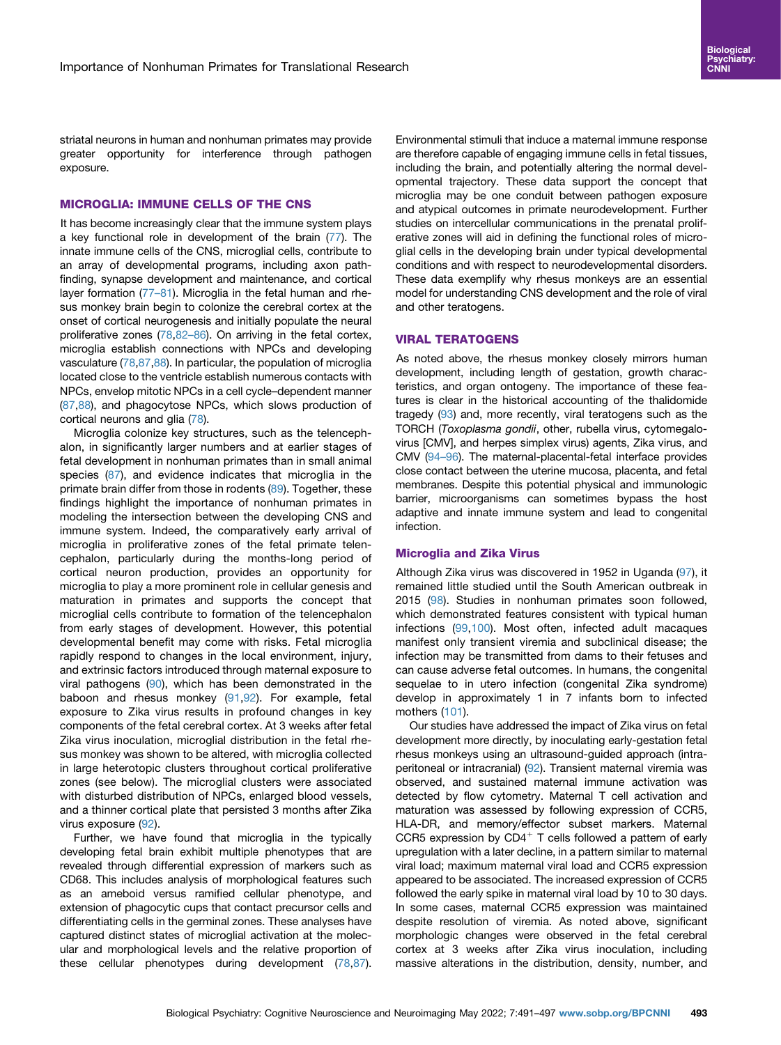striatal neurons in human and nonhuman primates may provide greater opportunity for interference through pathogen exposure.

## MICROGLIA: IMMUNE CELLS OF THE CNS

It has become increasingly clear that the immune system plays a key functional role in development of the brain (77). The innate immune cells of the CNS, microglial cells, contribute to an array of developmental programs, including axon pathfinding, synapse development and maintenance, and cortical layer formation (77–81). Microglia in the fetal human and rhesus monkey brain begin to colonize the cerebral cortex at the onset of cortical neurogenesis and initially populate the neural proliferative zones (78,82–86). On arriving in the fetal cortex, microglia establish connections with NPCs and developing vasculature (78,87,88). In particular, the population of microglia located close to the ventricle establish numerous contacts with NPCs, envelop mitotic NPCs in a cell cycle–dependent manner (87,88), and phagocytose NPCs, which slows production of cortical neurons and glia (78).

Microglia colonize key structures, such as the telencephalon, in significantly larger numbers and at earlier stages of fetal development in nonhuman primates than in small animal species (87), and evidence indicates that microglia in the primate brain differ from those in rodents (89). Together, these findings highlight the importance of nonhuman primates in modeling the intersection between the developing CNS and immune system. Indeed, the comparatively early arrival of microglia in proliferative zones of the fetal primate telencephalon, particularly during the months-long period of cortical neuron production, provides an opportunity for microglia to play a more prominent role in cellular genesis and maturation in primates and supports the concept that microglial cells contribute to formation of the telencephalon from early stages of development. However, this potential developmental benefit may come with risks. Fetal microglia rapidly respond to changes in the local environment, injury, and extrinsic factors introduced through maternal exposure to viral pathogens (90), which has been demonstrated in the baboon and rhesus monkey (91,92). For example, fetal exposure to Zika virus results in profound changes in key components of the fetal cerebral cortex. At 3 weeks after fetal Zika virus inoculation, microglial distribution in the fetal rhesus monkey was shown to be altered, with microglia collected in large heterotopic clusters throughout cortical proliferative zones (see below). The microglial clusters were associated with disturbed distribution of NPCs, enlarged blood vessels, and a thinner cortical plate that persisted 3 months after Zika virus exposure (92).

Further, we have found that microglia in the typically developing fetal brain exhibit multiple phenotypes that are revealed through differential expression of markers such as CD68. This includes analysis of morphological features such as an ameboid versus ramified cellular phenotype, and extension of phagocytic cups that contact precursor cells and differentiating cells in the germinal zones. These analyses have captured distinct states of microglial activation at the molecular and morphological levels and the relative proportion of these cellular phenotypes during development (78,87). Environmental stimuli that induce a maternal immune response are therefore capable of engaging immune cells in fetal tissues, including the brain, and potentially altering the normal developmental trajectory. These data support the concept that microglia may be one conduit between pathogen exposure and atypical outcomes in primate neurodevelopment. Further studies on intercellular communications in the prenatal proliferative zones will aid in defining the functional roles of microglial cells in the developing brain under typical developmental conditions and with respect to neurodevelopmental disorders. These data exemplify why rhesus monkeys are an essential model for understanding CNS development and the role of viral and other teratogens.

## VIRAL TERATOGENS

As noted above, the rhesus monkey closely mirrors human development, including length of gestation, growth characteristics, and organ ontogeny. The importance of these features is clear in the historical accounting of the thalidomide tragedy (93) and, more recently, viral teratogens such as the TORCH (*Toxoplasma gondii*, other, rubella virus, cytomegalovirus [CMV], and herpes simplex virus) agents, Zika virus, and CMV (94–96). The maternal-placental-fetal interface provides close contact between the uterine mucosa, placenta, and fetal membranes. Despite this potential physical and immunologic barrier, microorganisms can sometimes bypass the host adaptive and innate immune system and lead to congenital infection.

### Microglia and Zika Virus

Although Zika virus was discovered in 1952 in Uganda (97), it remained little studied until the South American outbreak in 2015 (98). Studies in nonhuman primates soon followed, which demonstrated features consistent with typical human infections (99,100). Most often, infected adult macaques manifest only transient viremia and subclinical disease; the infection may be transmitted from dams to their fetuses and can cause adverse fetal outcomes. In humans, the congenital sequelae to in utero infection (congenital Zika syndrome) develop in approximately 1 in 7 infants born to infected mothers (101).

Our studies have addressed the impact of Zika virus on fetal development more directly, by inoculating early-gestation fetal rhesus monkeys using an ultrasound-guided approach (intraperitoneal or intracranial) (92). Transient maternal viremia was observed, and sustained maternal immune activation was detected by flow cytometry. Maternal T cell activation and maturation was assessed by following expression of CCR5, HLA-DR, and memory/effector subset markers. Maternal CCR5 expression by $CD4^+$ T cells followed a pattern of early upregulation with a later decline, in a pattern similar to maternal viral load; maximum maternal viral load and CCR5 expression appeared to be associated. The increased expression of CCR5 followed the early spike in maternal viral load by 10 to 30 days. In some cases, maternal CCR5 expression was maintained despite resolution of viremia. As noted above, significant morphologic changes were observed in the fetal cerebral cortex at 3 weeks after Zika virus inoculation, including massive alterations in the distribution, density, number, and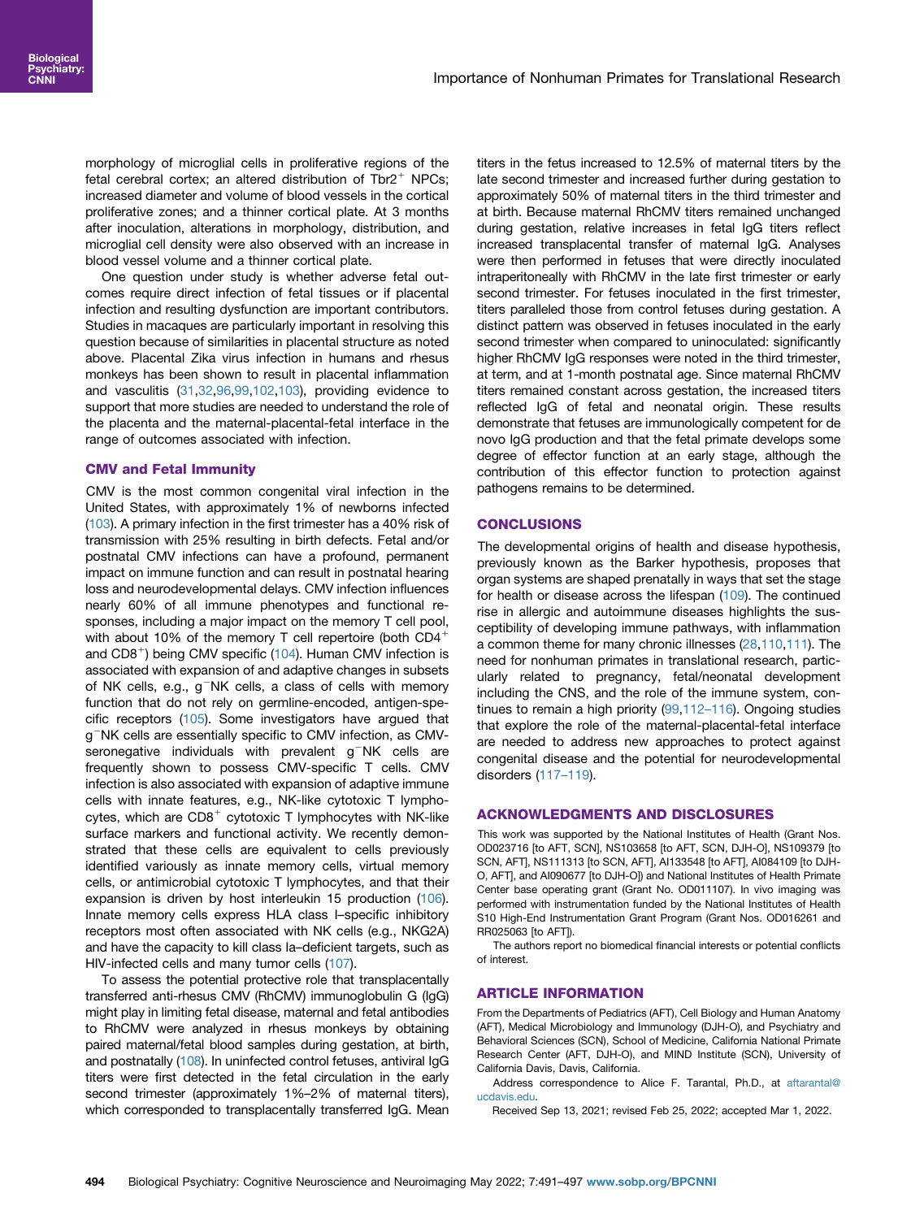morphology of microglial cells in proliferative regions of the fetal cerebral cortex; an altered distribution of Tbr2$^+$ NPCs; increased diameter and volume of blood vessels in the cortical proliferative zones; and a thinner cortical plate. At 3 months after inoculation, alterations in morphology, distribution, and microglial cell density were also observed with an increase in blood vessel volume and a thinner cortical plate.

One question under study is whether adverse fetal outcomes require direct infection of fetal tissues or if placental infection and resulting dysfunction are important contributors. Studies in macaques are particularly important in resolving this question because of similarities in placental structure as noted above. Placental Zika virus infection in humans and rhesus monkeys has been shown to result in placental inflammation and vasculitis (31,32,96,99,102,103), providing evidence to support that more studies are needed to understand the role of the placenta and the maternal-placental-fetal interface in the range of outcomes associated with infection.

### CMV and Fetal Immunity

CMV is the most common congenital viral infection in the United States, with approximately 1% of newborns infected (103). A primary infection in the first trimester has a 40% risk of transmission with 25% resulting in birth defects. Fetal and/or postnatal CMV infections can have a profound, permanent impact on immune function and can result in postnatal hearing loss and neurodevelopmental delays. CMV infection influences nearly 60% of all immune phenotypes and functional responses, including a major impact on the memory T cell pool, with about 10% of the memory T cell repertoire (both CD4$^+$ and CD8$^+$) being CMV specific (104). Human CMV infection is associated with expansion of and adaptive changes in subsets of NK cells, e.g., g$^-$NK cells, a class of cells with memory function that do not rely on germline-encoded, antigen-specific receptors (105). Some investigators have argued that g$^-$NK cells are essentially specific to CMV infection, as CMV-seronegative individuals with prevalent g$^-$NK cells are frequently shown to possess CMV-specific T cells. CMV infection is also associated with expansion of adaptive immune cells with innate features, e.g., NK-like cytotoxic T lymphocytes, which are CD8$^+$ cytotoxic T lymphocytes with NK-like surface markers and functional activity. We recently demonstrated that these cells are equivalent to cells previously identified variously as innate memory cells, virtual memory cells, or antimicrobial cytotoxic T lymphocytes, and that their expansion is driven by host interleukin 15 production (106). Innate memory cells express HLA class I–specific inhibitory receptors most often associated with NK cells (e.g., NKG2A) and have the capacity to kill class Ia–deficient targets, such as HIV-infected cells and many tumor cells (107).

To assess the potential protective role that transplacentally transferred anti-rhesus CMV (RhCMV) immunoglobulin G (IgG) might play in limiting fetal disease, maternal and fetal antibodies to RhCMV were analyzed in rhesus monkeys by obtaining paired maternal/fetal blood samples during gestation, at birth, and postnatally (108). In uninfected control fetuses, antiviral IgG titers were first detected in the fetal circulation in the early second trimester (approximately 1%–2% of maternal titers), which corresponded to transplacentally transferred IgG. Mean titers in the fetus increased to 12.5% of maternal titers by the late second trimester and increased further during gestation to approximately 50% of maternal titers in the third trimester and at birth. Because maternal RhCMV titers remained unchanged during gestation, relative increases in fetal IgG titers reflect increased transplacental transfer of maternal IgG. Analyses were then performed in fetuses that were directly inoculated intraperitoneally with RhCMV in the late first trimester or early second trimester. For fetuses inoculated in the first trimester, titers paralleled those from control fetuses during gestation. A distinct pattern was observed in fetuses inoculated in the early second trimester when compared to uninoculated: significantly higher RhCMV IgG responses were noted in the third trimester, at term, and at 1-month postnatal age. Since maternal RhCMV titers remained constant across gestation, the increased titers reflected IgG of fetal and neonatal origin. These results demonstrate that fetuses are immunologically competent for de novo IgG production and that the fetal primate develops some degree of effector function at an early stage, although the contribution of this effector function to protection against pathogens remains to be determined.

## CONCLUSIONS

The developmental origins of health and disease hypothesis, previously known as the Barker hypothesis, proposes that organ systems are shaped prenatally in ways that set the stage for health or disease across the lifespan (109). The continued rise in allergic and autoimmune diseases highlights the susceptibility of developing immune pathways, with inflammation a common theme for many chronic illnesses (28,110,111). The need for nonhuman primates in translational research, particularly related to pregnancy, fetal/neonatal development including the CNS, and the role of the immune system, continues to remain a high priority (99,112–116). Ongoing studies that explore the role of the maternal-placental-fetal interface are needed to address new approaches to protect against congenital disease and the potential for neurodevelopmental disorders (117–119).

## ACKNOWLEDGMENTS AND DISCLOSURES

This work was supported by the National Institutes of Health (Grant Nos. OD023716 [to AFT, SCN], NS103658 [to AFT, SCN, DJH-O], NS109379 [to SCN, AFT], NS111313 [to SCN, AFT], AI133548 [to AFT], AI084109 [to DJH-O, AFT], and AI090677 [to DJH-O]) and National Institutes of Health Primate Center base operating grant (Grant No. OD011107). In vivo imaging was performed with instrumentation funded by the National Institutes of Health S10 High-End Instrumentation Grant Program (Grant Nos. OD016261 and RR025063 [to AFT]).

The authors report no biomedical financial interests or potential conflicts of interest.

## ARTICLE INFORMATION

From the Departments of Pediatrics (AFT), Cell Biology and Human Anatomy (AFT), Medical Microbiology and Immunology (DJH-O), and Psychiatry and Behavioral Sciences (SCN), School of Medicine, California National Primate Research Center (AFT, DJH-O), and MIND Institute (SCN), University of California Davis, Davis, California.

Address correspondence to Alice F. Tarantal, Ph.D., at aftarantal@ucdavis.edu.

Received Sep 13, 2021; revised Feb 25, 2022; accepted Mar 1, 2022.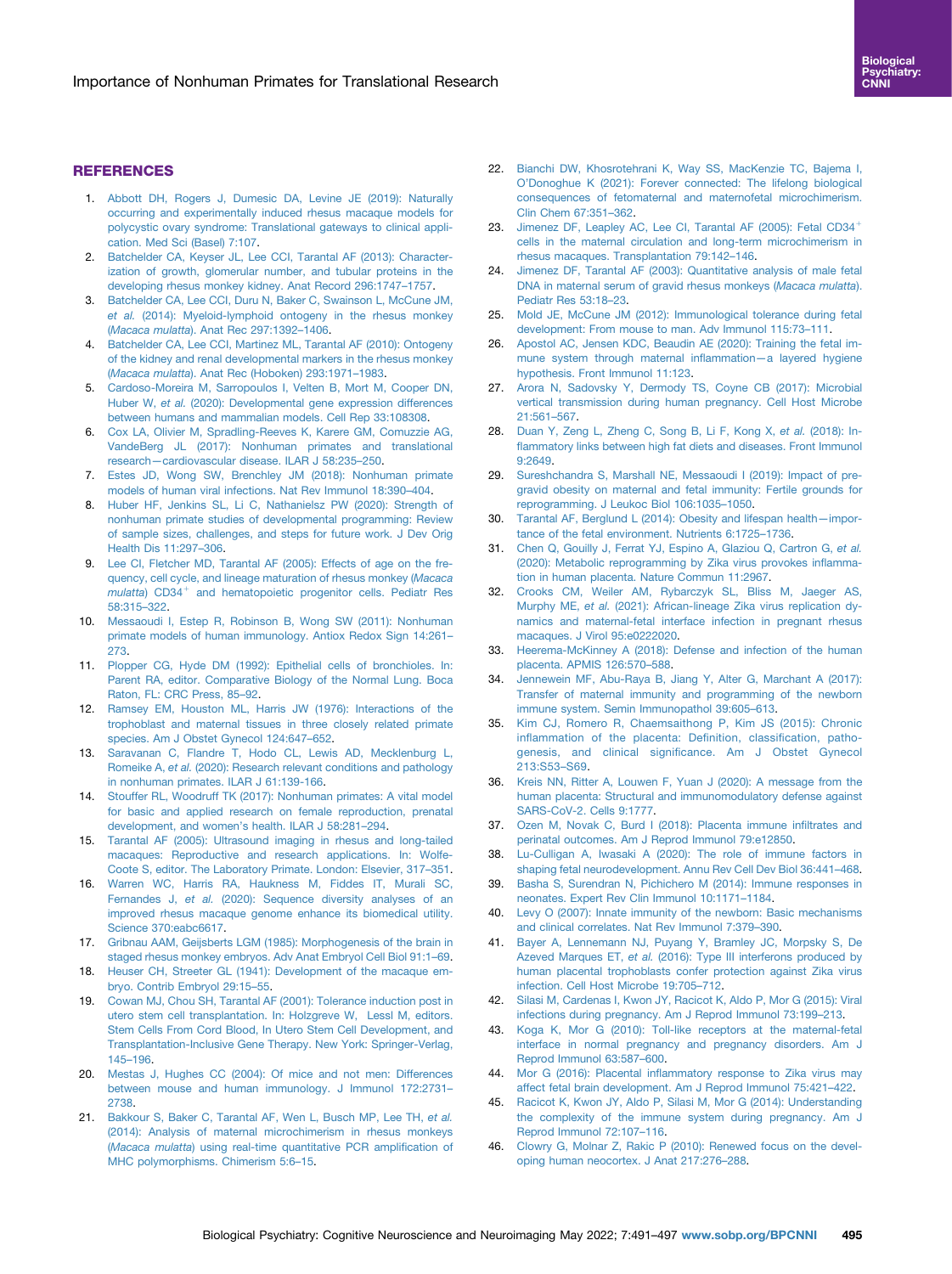## REFERENCES

1. Abbott DH, Rogers J, Dumesic DA, Levine JE (2019): Naturally occurring and experimentally induced rhesus macaque models for polycystic ovary syndrome: Translational gateways to clinical application. Med Sci (Basel) 7:107.
2. Batchelder CA, Keyser JL, Lee CCI, Tarantal AF (2013): Characterization of growth, glomerular number, and tubular proteins in the developing rhesus monkey kidney. Anat Record 296:1747–1757.
3. Batchelder CA, Lee CCI, Duru N, Baker C, Swainson L, McCune JM, *et al.* (2014): Myeloid-lymphoid ontogeny in the rhesus monkey (*Macaca mulatta*). Anat Rec 297:1392–1406.
4. Batchelder CA, Lee CCI, Martinez ML, Tarantal AF (2010): Ontogeny of the kidney and renal developmental markers in the rhesus monkey (*Macaca mulatta*). Anat Rec (Hoboken) 293:1971–1983.
5. Cardoso-Moreira M, Sarropoulos I, Velten B, Mort M, Cooper DN, Huber W, *et al.* (2020): Developmental gene expression differences between humans and mammalian models. Cell Rep 33:108308.
6. Cox LA, Olivier M, Spradling-Reeves K, Karere GM, Comuzzie AG, VandeBerg JL (2017): Nonhuman primates and translational research—cardiovascular disease. ILAR J 58:235–250.
7. Estes JD, Wong SW, Brenchley JM (2018): Nonhuman primate models of human viral infections. Nat Rev Immunol 18:390–404.
8. Huber HF, Jenkins SL, Li C, Nathanielsz PW (2020): Strength of nonhuman primate studies of developmental programming: Review of sample sizes, challenges, and steps for future work. J Dev Orig Health Dis 11:297–306.
9. Lee CI, Fletcher MD, Tarantal AF (2005): Effects of age on the frequency, cell cycle, and lineage maturation of rhesus monkey (*Macaca mulatta*) CD34$^{+}$ and hematopoietic progenitor cells. Pediatr Res 58:315–322.
10. Messaoudi I, Estep R, Robinson B, Wong SW (2011): Nonhuman primate models of human immunology. Antiox Redox Sign 14:261–273.
11. Plopper CG, Hyde DM (1992): Epithelial cells of bronchioles. In: Parent RA, editor. Comparative Biology of the Normal Lung. Boca Raton, FL: CRC Press, 85–92.
12. Ramsey EM, Houston ML, Harris JW (1976): Interactions of the trophoblast and maternal tissues in three closely related primate species. Am J Obstet Gynecol 124:647–652.
13. Saravanan C, Flandre T, Hodo CL, Lewis AD, Mecklenburg L, Romeike A, *et al.* (2020): Research relevant conditions and pathology in nonhuman primates. ILAR J 61:139-166.
14. Stouffer RL, Woodruff TK (2017): Nonhuman primates: A vital model for basic and applied research on female reproduction, prenatal development, and women's health. ILAR J 58:281–294.
15. Tarantal AF (2005): Ultrasound imaging in rhesus and long-tailed macaques: Reproductive and research applications. In: Wolfe-Coote S, editor. The Laboratory Primate. London: Elsevier, 317–351.
16. Warren WC, Harris RA, Haukness M, Fiddes IT, Murali SC, Fernandes J, *et al.* (2020): Sequence diversity analyses of an improved rhesus macaque genome enhance its biomedical utility. Science 370:eabc6617.
17. Gribnau AAM, Geijsberts LGM (1985): Morphogenesis of the brain in staged rhesus monkey embryos. Adv Anat Embryol Cell Biol 91:1–69.
18. Heuser CH, Streeter GL (1941): Development of the macaque embryo. Contrib Embryol 29:15–55.
19. Cowan MJ, Chou SH, Tarantal AF (2001): Tolerance induction post in utero stem cell transplantation. In: Holzgreve W, Lessl M, editors. Stem Cells From Cord Blood, In Utero Stem Cell Development, and Transplantation-Inclusive Gene Therapy. New York: Springer-Verlag, 145–196.
20. Mestas J, Hughes CC (2004): Of mice and not men: Differences between mouse and human immunology. J Immunol 172:2731–2738.
21. Bakkour S, Baker C, Tarantal AF, Wen L, Busch MP, Lee TH, *et al.* (2014): Analysis of maternal microchimerism in rhesus monkeys (*Macaca mulatta*) using real-time quantitative PCR amplification of MHC polymorphisms. Chimerism 5:6–15.
22. Bianchi DW, Khosrotehrani K, Way SS, MacKenzie TC, Bajema I, O'Donoghue K (2021): Forever connected: The lifelong biological consequences of fetomaternal and maternofetal microchimerism. Clin Chem 67:351–362.
23. Jimenez DF, Leapley AC, Lee CI, Tarantal AF (2005): Fetal CD34$^{+}$ cells in the maternal circulation and long-term microchimerism in rhesus macaques. Transplantation 79:142–146.
24. Jimenez DF, Tarantal AF (2003): Quantitative analysis of male fetal DNA in maternal serum of gravid rhesus monkeys (*Macaca mulatta*). Pediatr Res 53:18–23.
25. Mold JE, McCune JM (2012): Immunological tolerance during fetal development: From mouse to man. Adv Immunol 115:73–111.
26. Apostol AC, Jensen KDC, Beaudin AE (2020): Training the fetal immune system through maternal inflammation—a layered hygiene hypothesis. Front Immunol 11:123.
27. Arora N, Sadovsky Y, Dermody TS, Coyne CB (2017): Microbial vertical transmission during human pregnancy. Cell Host Microbe 21:561–567.
28. Duan Y, Zeng L, Zheng C, Song B, Li F, Kong X, *et al.* (2018): Inflammatory links between high fat diets and diseases. Front Immunol 9:2649.
29. Sureshchandra S, Marshall NE, Messaoudi I (2019): Impact of pregravid obesity on maternal and fetal immunity: Fertile grounds for reprogramming. J Leukoc Biol 106:1035–1050.
30. Tarantal AF, Berglund L (2014): Obesity and lifespan health—importance of the fetal environment. Nutrients 6:1725–1736.
31. Chen Q, Gouilly J, Ferrat YJ, Espino A, Glaziou Q, Cartron G, *et al.* (2020): Metabolic reprogramming by Zika virus provokes inflammation in human placenta. Nature Commun 11:2967.
32. Crooks CM, Weiler AM, Rybarczyk SL, Bliss M, Jaeger AS, Murphy ME, *et al.* (2021): African-lineage Zika virus replication dynamics and maternal-fetal interface infection in pregnant rhesus macaques. J Virol 95:e0222020.
33. Heerema-McKinney A (2018): Defense and infection of the human placenta. APMIS 126:570–588.
34. Jennewein MF, Abu-Raya B, Jiang Y, Alter G, Marchant A (2017): Transfer of maternal immunity and programming of the newborn immune system. Semin Immunopathol 39:605–613.
35. Kim CJ, Romero R, Chaemsaithong P, Kim JS (2015): Chronic inflammation of the placenta: Definition, classification, pathogenesis, and clinical significance. Am J Obstet Gynecol 213:S53–S69.
36. Kreis NN, Ritter A, Louwen F, Yuan J (2020): A message from the human placenta: Structural and immunomodulatory defense against SARS-CoV-2. Cells 9:1777.
37. Ozen M, Novak C, Burd I (2018): Placenta immune infiltrates and perinatal outcomes. Am J Reprod Immunol 79:e12850.
38. Lu-Culligan A, Iwasaki A (2020): The role of immune factors in shaping fetal neurodevelopment. Annu Rev Cell Dev Biol 36:441–468.
39. Basha S, Surendran N, Pichichero M (2014): Immune responses in neonates. Expert Rev Clin Immunol 10:1171–1184.
40. Levy O (2007): Innate immunity of the newborn: Basic mechanisms and clinical correlates. Nat Rev Immunol 7:379–390.
41. Bayer A, Lennemann NJ, Puyang Y, Bramley JC, Morpsky S, De Azeved Marques ET, *et al.* (2016): Type III interferons produced by human placental trophoblasts confer protection against Zika virus infection. Cell Host Microbe 19:705–712.
42. Silasi M, Cardenas I, Kwon JY, Racicot K, Aldo P, Mor G (2015): Viral infections during pregnancy. Am J Reprod Immunol 73:199–213.
43. Koga K, Mor G (2010): Toll-like receptors at the maternal-fetal interface in normal pregnancy and pregnancy disorders. Am J Reprod Immunol 63:587–600.
44. Mor G (2016): Placental inflammatory response to Zika virus may affect fetal brain development. Am J Reprod Immunol 75:421–422.
45. Racicot K, Kwon JY, Aldo P, Silasi M, Mor G (2014): Understanding the complexity of the immune system during pregnancy. Am J Reprod Immunol 72:107–116.
46. Clowry G, Molnar Z, Rakic P (2010): Renewed focus on the developing human neocortex. J Anat 217:276–288.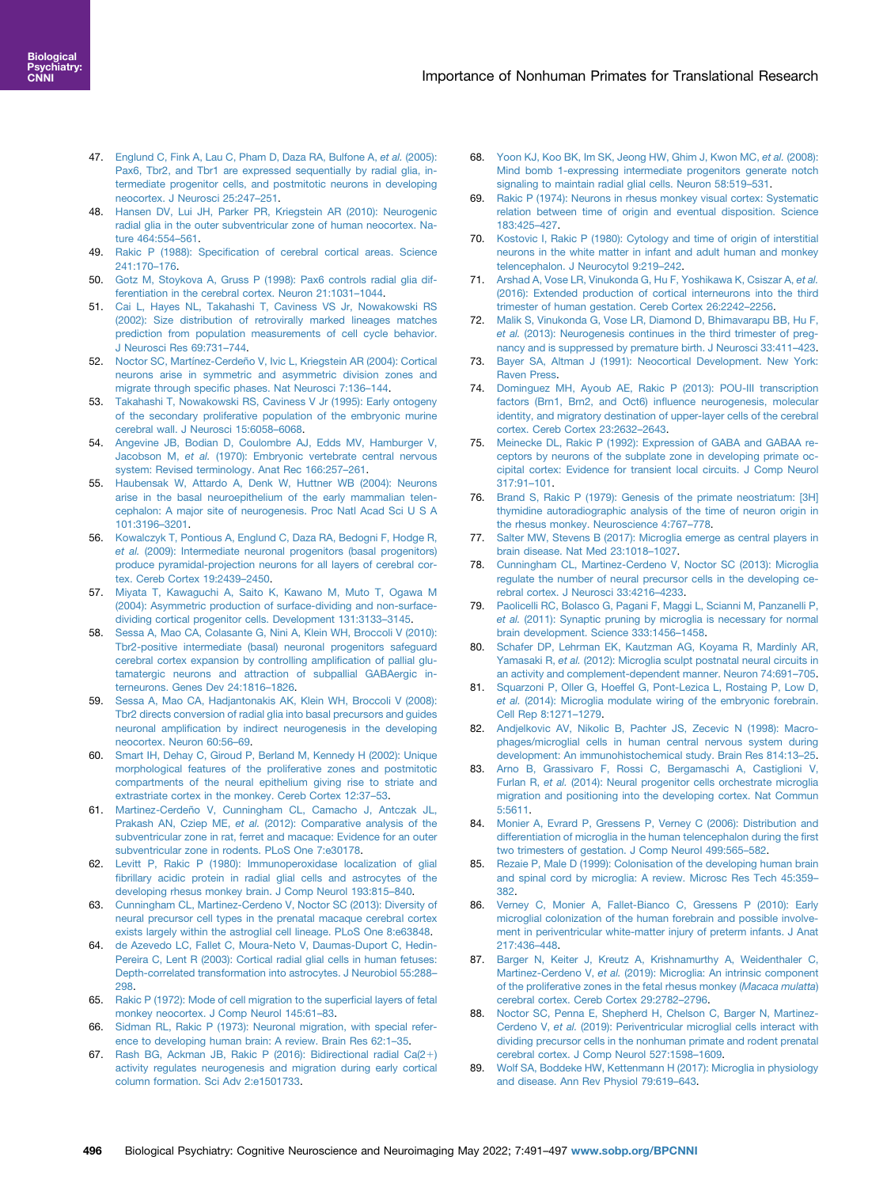47. Englund C, Fink A, Lau C, Pham D, Daza RA, Bulfone A, *et al.* (2005): Pax6, Tbr2, and Tbr1 are expressed sequentially by radial glia, intermediate progenitor cells, and postmitotic neurons in developing neocortex. J Neurosci 25:247–251.
48. Hansen DV, Lui JH, Parker PR, Kriegstein AR (2010): Neurogenic radial glia in the outer subventricular zone of human neocortex. Nature 464:554–561.
49. Rakic P (1988): Specification of cerebral cortical areas. Science 241:170–176.
50. Gotz M, Stoykova A, Gruss P (1998): Pax6 controls radial glia differentiation in the cerebral cortex. Neuron 21:1031–1044.
51. Cai L, Hayes NL, Takahashi T, Caviness VS Jr, Nowakowski RS (2002): Size distribution of retrovirally marked lineages matches prediction from population measurements of cell cycle behavior. J Neurosci Res 69:731–744.
52. Noctor SC, Martínez-Cerdeño V, Ivic L, Kriegstein AR (2004): Cortical neurons arise in symmetric and asymmetric division zones and migrate through specific phases. Nat Neurosci 7:136–144.
53. Takahashi T, Nowakowski RS, Caviness V Jr (1995): Early ontogeny of the secondary proliferative population of the embryonic murine cerebral wall. J Neurosci 15:6058–6068.
54. Angevine JB, Bodian D, Coulombre AJ, Edds MV, Hamburger V, Jacobson M, *et al.* (1970): Embryonic vertebrate central nervous system: Revised terminology. Anat Rec 166:257–261.
55. Haubensak W, Attardo A, Denk W, Huttner WB (2004): Neurons arise in the basal neuroepithelium of the early mammalian telencephalon: A major site of neurogenesis. Proc Natl Acad Sci U S A 101:3196–3201.
56. Kowalczyk T, Pontious A, Englund C, Daza RA, Bedogni F, Hodge R, *et al.* (2009): Intermediate neuronal progenitors (basal progenitors) produce pyramidal-projection neurons for all layers of cerebral cortex. Cereb Cortex 19:2439–2450.
57. Miyata T, Kawaguchi A, Saito K, Kawano M, Muto T, Ogawa M (2004): Asymmetric production of surface-dividing and non-surface-dividing cortical progenitor cells. Development 131:3133–3145.
58. Sessa A, Mao CA, Colasante G, Nini A, Klein WH, Broccoli V (2010): Tbr2-positive intermediate (basal) neuronal progenitors safeguard cerebral cortex expansion by controlling amplification of pallial glutamatergic neurons and attraction of subpallial GABAergic interneurons. Genes Dev 24:1816–1826.
59. Sessa A, Mao CA, Hadjantonakis AK, Klein WH, Broccoli V (2008): Tbr2 directs conversion of radial glia into basal precursors and guides neuronal amplification by indirect neurogenesis in the developing neocortex. Neuron 60:56–69.
60. Smart IH, Dehay C, Giroud P, Berland M, Kennedy H (2002): Unique morphological features of the proliferative zones and postmitotic compartments of the neural epithelium giving rise to striate and extrastriate cortex in the monkey. Cereb Cortex 12:37–53.
61. Martinez-Cerdeño V, Cunningham CL, Camacho J, Antczak JL, Prakash AN, Cziep ME, *et al.* (2012): Comparative analysis of the subventricular zone in rat, ferret and macaque: Evidence for an outer subventricular zone in rodents. PLoS One 7:e30178.
62. Levitt P, Rakic P (1980): Immunoperoxidase localization of glial fibrillary acidic protein in radial glial cells and astrocytes of the developing rhesus monkey brain. J Comp Neurol 193:815–840.
63. Cunningham CL, Martinez-Cerdeno V, Noctor SC (2013): Diversity of neural precursor cell types in the prenatal macaque cerebral cortex exists largely within the astroglial cell lineage. PLoS One 8:e63848.
64. de Azevedo LC, Fallet C, Moura-Neto V, Daumas-Duport C, Hedin-Pereira C, Lent R (2003): Cortical radial glial cells in human fetuses: Depth-correlated transformation into astrocytes. J Neurobiol 55:288–298.
65. Rakic P (1972): Mode of cell migration to the superficial layers of fetal monkey neocortex. J Comp Neurol 145:61–83.
66. Sidman RL, Rakic P (1973): Neuronal migration, with special reference to developing human brain: A review. Brain Res 62:1–35.
67. Rash BG, Ackman JB, Rakic P (2016): Bidirectional radial Ca(2+) activity regulates neurogenesis and migration during early cortical column formation. Sci Adv 2:e1501733.
68. Yoon KJ, Koo BK, Im SK, Jeong HW, Ghim J, Kwon MC, *et al.* (2008): Mind bomb 1-expressing intermediate progenitors generate notch signaling to maintain radial glial cells. Neuron 58:519–531.
69. Rakic P (1974): Neurons in rhesus monkey visual cortex: Systematic relation between time of origin and eventual disposition. Science 183:425–427.
70. Kostovic I, Rakic P (1980): Cytology and time of origin of interstitial neurons in the white matter in infant and adult human and monkey telencephalon. J Neurocytol 9:219–242.
71. Arshad A, Vose LR, Vinukonda G, Hu F, Yoshikawa K, Csiszar A, *et al.* (2016): Extended production of cortical interneurons into the third trimester of human gestation. Cereb Cortex 26:2242–2256.
72. Malik S, Vinukonda G, Vose LR, Diamond D, Bhimavarapu BB, Hu F, *et al.* (2013): Neurogenesis continues in the third trimester of pregnancy and is suppressed by premature birth. J Neurosci 33:411–423.
73. Bayer SA, Altman J (1991): Neocortical Development. New York: Raven Press.
74. Dominguez MH, Ayoub AE, Rakic P (2013): POU-III transcription factors (Brn1, Brn2, and Oct6) influence neurogenesis, molecular identity, and migratory destination of upper-layer cells of the cerebral cortex. Cereb Cortex 23:2632–2643.
75. Meinecke DL, Rakic P (1992): Expression of GABA and GABAA receptors by neurons of the subplate zone in developing primate occipital cortex: Evidence for transient local circuits. J Comp Neurol 317:91–101.
76. Brand S, Rakic P (1979): Genesis of the primate neostriatum: [3H] thymidine autoradiographic analysis of the time of neuron origin in the rhesus monkey. Neuroscience 4:767–778.
77. Salter MW, Stevens B (2017): Microglia emerge as central players in brain disease. Nat Med 23:1018–1027.
78. Cunningham CL, Martinez-Cerdeno V, Noctor SC (2013): Microglia regulate the number of neural precursor cells in the developing cerebral cortex. J Neurosci 33:4216–4233.
79. Paolicelli RC, Bolasco G, Pagani F, Maggi L, Scianni M, Panzanelli P, *et al.* (2011): Synaptic pruning by microglia is necessary for normal brain development. Science 333:1456–1458.
80. Schafer DP, Lehrman EK, Kautzman AG, Koyama R, Mardinly AR, Yamasaki R, *et al.* (2012): Microglia sculpt postnatal neural circuits in an activity and complement-dependent manner. Neuron 74:691–705.
81. Squarzoni P, Oller G, Hoeffel G, Pont-Lezica L, Rostaing P, Low D, *et al.* (2014): Microglia modulate wiring of the embryonic forebrain. Cell Rep 8:1271–1279.
82. Andjelkovic AV, Nikolic B, Pachter JS, Zecevic N (1998): Macrophages/microglial cells in human central nervous system during development: An immunohistochemical study. Brain Res 814:13–25.
83. Arno B, Grassivaro F, Rossi C, Bergamaschi A, Castiglioni V, Furlan R, *et al.* (2014): Neural progenitor cells orchestrate microglia migration and positioning into the developing cortex. Nat Commun 5:5611.
84. Monier A, Evrard P, Gressens P, Verney C (2006): Distribution and differentiation of microglia in the human telencephalon during the first two trimesters of gestation. J Comp Neurol 499:565–582.
85. Rezaie P, Male D (1999): Colonisation of the developing human brain and spinal cord by microglia: A review. Microsc Res Tech 45:359–382.
86. Verney C, Monier A, Fallet-Bianco C, Gressens P (2010): Early microglial colonization of the human forebrain and possible involvement in periventricular white-matter injury of preterm infants. J Anat 217:436–448.
87. Barger N, Keiter J, Kreutz A, Krishnamurthy A, Weidenthaler C, Martinez-Cerdeno V, *et al.* (2019): Microglia: An intrinsic component of the proliferative zones in the fetal rhesus monkey (*Macaca mulatta*) cerebral cortex. Cereb Cortex 29:2782–2796.
88. Noctor SC, Penna E, Shepherd H, Chelson C, Barger N, Martinez-Cerdeno V, *et al.* (2019): Periventricular microglial cells interact with dividing precursor cells in the nonhuman primate and rodent prenatal cerebral cortex. J Comp Neurol 527:1598–1609.
89. Wolf SA, Boddeke HW, Kettenmann H (2017): Microglia in physiology and disease. Ann Rev Physiol 79:619–643.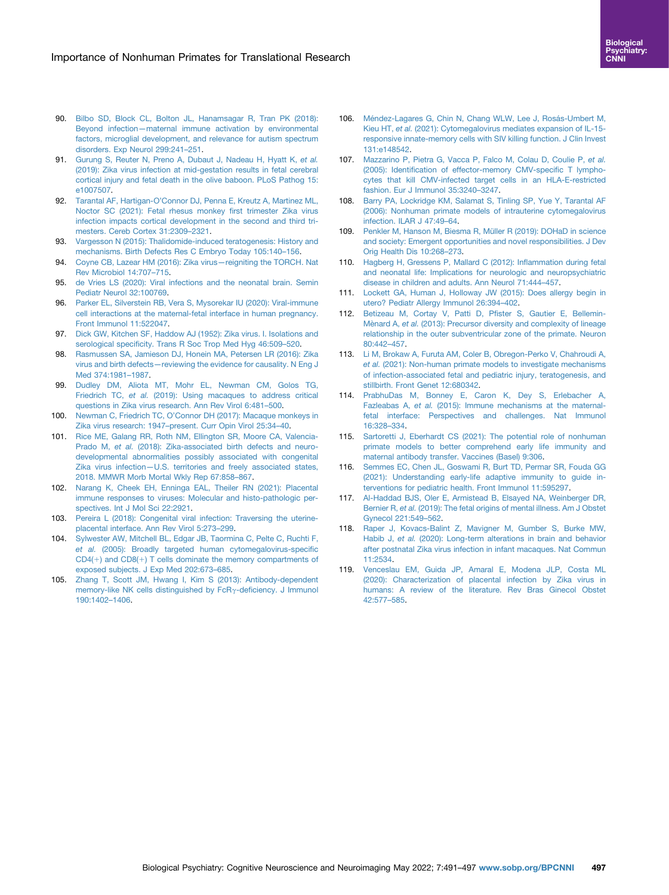90. Bilbo SD, Block CL, Bolton JL, Hanamsagar R, Tran PK (2018): Beyond infection—maternal immune activation by environmental factors, microglial development, and relevance for autism spectrum disorders. Exp Neurol 299:241–251.
91. Gurung S, Reuter N, Preno A, Dubaut J, Nadeau H, Hyatt K, *et al.* (2019): Zika virus infection at mid-gestation results in fetal cerebral cortical injury and fetal death in the olive baboon. PLoS Pathog 15: e1007507.
92. Tarantal AF, Hartigan-O'Connor DJ, Penna E, Kreutz A, Martinez ML, Noctor SC (2021): Fetal rhesus monkey first trimester Zika virus infection impacts cortical development in the second and third trimesters. Cereb Cortex 31:2309–2321.
93. Vargesson N (2015): Thalidomide-induced teratogenesis: History and mechanisms. Birth Defects Res C Embryo Today 105:140–156.
94. Coyne CB, Lazear HM (2016): Zika virus—reigniting the TORCH. Nat Rev Microbiol 14:707–715.
95. de Vries LS (2020): Viral infections and the neonatal brain. Semin Pediatr Neurol 32:100769.
96. Parker EL, Silverstein RB, Vera S, Mysorekar IU (2020): Viral-immune cell interactions at the maternal-fetal interface in human pregnancy. Front Immunol 11:522047.
97. Dick GW, Kitchen SF, Haddow AJ (1952): Zika virus. I. Isolations and serological specificity. Trans R Soc Trop Med Hyg 46:509–520.
98. Rasmussen SA, Jamieson DJ, Honein MA, Petersen LR (2016): Zika virus and birth defects—reviewing the evidence for causality. N Eng J Med 374:1981–1987.
99. Dudley DM, Aliota MT, Mohr EL, Newman CM, Golos TG, Friedrich TC, *et al.* (2019): Using macaques to address critical questions in Zika virus research. Ann Rev Virol 6:481–500.
100. Newman C, Friedrich TC, O'Connor DH (2017): Macaque monkeys in Zika virus research: 1947–present. Curr Opin Virol 25:34–40.
101. Rice ME, Galang RR, Roth NM, Ellington SR, Moore CA, Valencia-Prado M, *et al.* (2018): Zika-associated birth defects and neurodevelopmental abnormalities possibly associated with congenital Zika virus infection—U.S. territories and freely associated states, 2018. MMWR Morb Mortal Wkly Rep 67:858–867.
102. Narang K, Cheek EH, Enninga EAL, Theiler RN (2021): Placental immune responses to viruses: Molecular and histo-pathologic perspectives. Int J Mol Sci 22:2921.
103. Pereira L (2018): Congenital viral infection: Traversing the uterine-placental interface. Ann Rev Virol 5:273–299.
104. Sylwester AW, Mitchell BL, Edgar JB, Taormina C, Pelte C, Ruchti F, *et al.* (2005): Broadly targeted human cytomegalovirus-specific CD4(+) and CD8(+) T cells dominate the memory compartments of exposed subjects. J Exp Med 202:673–685.
105. Zhang T, Scott JM, Hwang I, Kim S (2013): Antibody-dependent memory-like NK cells distinguished by FcRγ-deficiency. J Immunol 190:1402–1406.
106. Méndez-Lagares G, Chin N, Chang WLW, Lee J, Rosás-Umbert M, Kieu HT, *et al.* (2021): Cytomegalovirus mediates expansion of IL-15-responsive innate-memory cells with SIV killing function. J Clin Invest 131:e148542.
107. Mazzarino P, Pietra G, Vacca P, Falco M, Colau D, Coulie P, *et al.* (2005): Identification of effector-memory CMV-specific T lymphocytes that kill CMV-infected target cells in an HLA-E-restricted fashion. Eur J Immunol 35:3240–3247.
108. Barry PA, Lockridge KM, Salamat S, Tinling SP, Yue Y, Tarantal AF (2006): Nonhuman primate models of intrauterine cytomegalovirus infection. ILAR J 47:49–64.
109. Penkler M, Hanson M, Biesma R, Müller R (2019): DOHaD in science and society: Emergent opportunities and novel responsibilities. J Dev Orig Health Dis 10:268–273.
110. Hagberg H, Gressens P, Mallard C (2012): Inflammation during fetal and neonatal life: Implications for neurologic and neuropsychiatric disease in children and adults. Ann Neurol 71:444–457.
111. Lockett GA, Human J, Holloway JW (2015): Does allergy begin in utero? Pediatr Allergy Immunol 26:394–402.
112. Betizeau M, Cortay V, Patti D, Pfister S, Gautier E, Bellemin-Mènard A, *et al.* (2013): Precursor diversity and complexity of lineage relationship in the outer subventricular zone of the primate. Neuron 80:442–457.
113. Li M, Brokaw A, Furuta AM, Coler B, Obregon-Perko V, Chahroudi A, *et al.* (2021): Non-human primate models to investigate mechanisms of infection-associated fetal and pediatric injury, teratogenesis, and stillbirth. Front Genet 12:680342.
114. PrabhuDas M, Bonney E, Caron K, Dey S, Erlebacher A, Fazleabas A, *et al.* (2015): Immune mechanisms at the maternal-fetal interface: Perspectives and challenges. Nat Immunol 16:328–334.
115. Sartoretti J, Eberhardt CS (2021): The potential role of nonhuman primate models to better comprehend early life immunity and maternal antibody transfer. Vaccines (Basel) 9:306.
116. Semmes EC, Chen JL, Goswami R, Burt TD, Permar SR, Fouda GG (2021): Understanding early-life adaptive immunity to guide interventions for pediatric health. Front Immunol 11:595297.
117. Al-Haddad BJS, Oler E, Armistead B, Elsayed NA, Weinberger DR, Bernier R, *et al.* (2019): The fetal origins of mental illness. Am J Obstet Gynecol 221:549–562.
118. Raper J, Kovacs-Balint Z, Mavigner M, Gumber S, Burke MW, Habib J, *et al.* (2020): Long-term alterations in brain and behavior after postnatal Zika virus infection in infant macaques. Nat Commun 11:2534.
119. Venceslau EM, Guida JP, Amaral E, Modena JLP, Costa ML (2020): Characterization of placental infection by Zika virus in humans: A review of the literature. Rev Bras Ginecol Obstet 42:577–585.